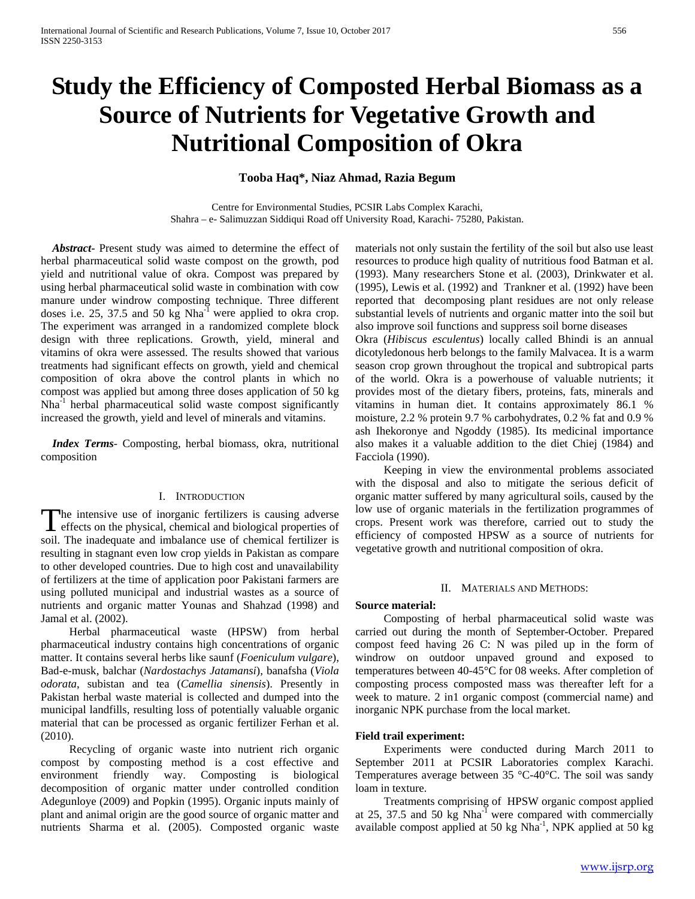# Study the Efficiency of Composted Herbal Biomass as a Source of Nutrients for Vegetative Growth and Nutritional Composition of Okra

**Tooba Haq\*, Niaz Ahmad, Razia Begum**

Centre for Environmental Studies, PCSIR Labs Complex Karachi,
Shahra – e- Salimuzzan Siddiqui Road off University Road, Karachi- 75280, Pakistan.

***Abstract***- Present study was aimed to determine the effect of herbal pharmaceutical solid waste compost on the growth, pod yield and nutritional value of okra. Compost was prepared by using herbal pharmaceutical solid waste in combination with cow manure under windrow composting technique. Three different doses i.e. 25, 37.5 and 50 kg $Nha^{-1}$ were applied to okra crop. The experiment was arranged in a randomized complete block design with three replications. Growth, yield, mineral and vitamins of okra were assessed. The results showed that various treatments had significant effects on growth, yield and chemical composition of okra above the control plants in which no compost was applied but among three doses application of 50 kg $Nha^{-1}$ herbal pharmaceutical solid waste compost significantly increased the growth, yield and level of minerals and vitamins.

***Index Terms***- Composting, herbal biomass, okra, nutritional composition

## I. Introduction

The intensive use of inorganic fertilizers is causing adverse effects on the physical, chemical and biological properties of soil. The inadequate and imbalance use of chemical fertilizer is resulting in stagnant even low crop yields in Pakistan as compare to other developed countries. Due to high cost and unavailability of fertilizers at the time of application poor Pakistani farmers are using polluted municipal and industrial wastes as a source of nutrients and organic matter Younas and Shahzad (1998) and Jamal et al. (2002).

Herbal pharmaceutical waste (HPSW) from herbal pharmaceutical industry contains high concentrations of organic matter. It contains several herbs like saunf (*Foeniculum vulgare*), Bad-e-musk, balchar (*Nardostachys Jatamansi*), banafsha (*Viola odorata*, subistan and tea (*Camellia sinensis*). Presently in Pakistan herbal waste material is collected and dumped into the municipal landfills, resulting loss of potentially valuable organic material that can be processed as organic fertilizer Ferhan et al. (2010).

Recycling of organic waste into nutrient rich organic compost by composting method is a cost effective and environment friendly way. Composting is biological decomposition of organic matter under controlled condition Adegunloye (2009) and Popkin (1995). Organic inputs mainly of plant and animal origin are the good source of organic matter and nutrients Sharma et al. (2005). Composted organic waste materials not only sustain the fertility of the soil but also use least resources to produce high quality of nutritious food Batman et al. (1993). Many researchers Stone et al. (2003), Drinkwater et al. (1995), Lewis et al. (1992) and Trankner et al. (1992) have been reported that decomposing plant residues are not only release substantial levels of nutrients and organic matter into the soil but also improve soil functions and suppress soil borne diseases

Okra (*Hibiscus esculentus*) locally called Bhindi is an annual dicotyledonous herb belongs to the family Malvacea. It is a warm season crop grown throughout the tropical and subtropical parts of the world. Okra is a powerhouse of valuable nutrients; it provides most of the dietary fibers, proteins, fats, minerals and vitamins in human diet. It contains approximately 86.1 % moisture, 2.2 % protein 9.7 % carbohydrates, 0.2 % fat and 0.9 % ash Ihekoronye and Ngoddy (1985). Its medicinal importance also makes it a valuable addition to the diet Chiej (1984) and Facciola (1990).

Keeping in view the environmental problems associated with the disposal and also to mitigate the serious deficit of organic matter suffered by many agricultural soils, caused by the low use of organic materials in the fertilization programmes of crops. Present work was therefore, carried out to study the efficiency of composted HPSW as a source of nutrients for vegetative growth and nutritional composition of okra.

## II. Materials and Methods:

**Source material:**

Composting of herbal pharmaceutical solid waste was carried out during the month of September-October. Prepared compost feed having 26 C: N was piled up in the form of windrow on outdoor unpaved ground and exposed to temperatures between 40-45°C for 08 weeks. After completion of composting process composted mass was thereafter left for a week to mature. 2 in1 organic compost (commercial name) and inorganic NPK purchase from the local market.

**Field trail experiment:**

Experiments were conducted during March 2011 to September 2011 at PCSIR Laboratories complex Karachi. Temperatures average between 35 °C-40°C. The soil was sandy loam in texture.

Treatments comprising of HPSW organic compost applied at 25, 37.5 and 50 kg $Nha^{-1}$ were compared with commercially available compost applied at 50 kg $Nha^{-1}$, NPK applied at 50 kg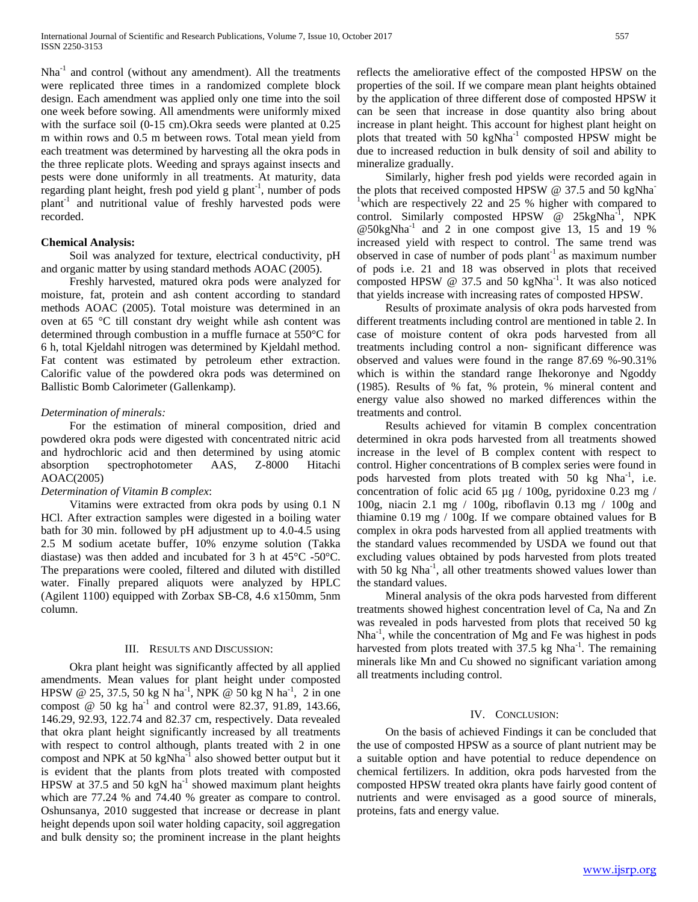Nha$^{-1}$ and control (without any amendment). All the treatments were replicated three times in a randomized complete block design. Each amendment was applied only one time into the soil one week before sowing. All amendments were uniformly mixed with the surface soil (0-15 cm).Okra seeds were planted at 0.25 m within rows and 0.5 m between rows. Total mean yield from each treatment was determined by harvesting all the okra pods in the three replicate plots. Weeding and sprays against insects and pests were done uniformly in all treatments. At maturity, data regarding plant height, fresh pod yield g plant$^{-1}$, number of pods plant$^{-1}$ and nutritional value of freshly harvested pods were recorded.

**Chemical Analysis:**

Soil was analyzed for texture, electrical conductivity, pH and organic matter by using standard methods AOAC (2005).

Freshly harvested, matured okra pods were analyzed for moisture, fat, protein and ash content according to standard methods AOAC (2005). Total moisture was determined in an oven at 65 °C till constant dry weight while ash content was determined through combustion in a muffle furnace at 550°C for 6 h, total Kjeldahl nitrogen was determined by Kjeldahl method. Fat content was estimated by petroleum ether extraction. Calorific value of the powdered okra pods was determined on Ballistic Bomb Calorimeter (Gallenkamp).

*Determination of minerals:*

For the estimation of mineral composition, dried and powdered okra pods were digested with concentrated nitric acid and hydrochloric acid and then determined by using atomic absorption spectrophotometer AAS, Z-8000 Hitachi AOAC(2005)

*Determination of Vitamin B complex*:

Vitamins were extracted from okra pods by using 0.1 N HCl. After extraction samples were digested in a boiling water bath for 30 min. followed by pH adjustment up to 4.0-4.5 using 2.5 M sodium acetate buffer, 10% enzyme solution (Takka diastase) was then added and incubated for 3 h at 45°C -50°C. The preparations were cooled, filtered and diluted with distilled water. Finally prepared aliquots were analyzed by HPLC (Agilent 1100) equipped with Zorbax SB-C8, 4.6 x150mm, 5nm column.

## III. Results and Discussion:

Okra plant height was significantly affected by all applied amendments. Mean values for plant height under composted HPSW @ 25, 37.5, 50 kg N ha$^{-1}$, NPK @ 50 kg N ha$^{-1}$, 2 in one compost @ 50 kg ha$^{-1}$ and control were 82.37, 91.89, 143.66, 146.29, 92.93, 122.74 and 82.37 cm, respectively. Data revealed that okra plant height significantly increased by all treatments with respect to control although, plants treated with 2 in one compost and NPK at 50 kgNha$^{-1}$ also showed better output but it is evident that the plants from plots treated with composted HPSW at 37.5 and 50 kgN ha$^{-1}$ showed maximum plant heights which are 77.24 % and 74.40 % greater as compare to control. Oshunsanya, 2010 suggested that increase or decrease in plant height depends upon soil water holding capacity, soil aggregation and bulk density so; the prominent increase in the plant heights reflects the ameliorative effect of the composted HPSW on the properties of the soil. If we compare mean plant heights obtained by the application of three different dose of composted HPSW it can be seen that increase in dose quantity also bring about increase in plant height. This account for highest plant height on plots that treated with 50 kgNha$^{-1}$ composted HPSW might be due to increased reduction in bulk density of soil and ability to mineralize gradually.

Similarly, higher fresh pod yields were recorded again in the plots that received composted HPSW @ 37.5 and 50 kgNha$^{-1}$which are respectively 22 and 25 % higher with compared to control. Similarly composted HPSW @ 25kgNha$^{-1}$, NPK @50kgNha$^{-1}$ and 2 in one compost give 13, 15 and 19 % increased yield with respect to control. The same trend was observed in case of number of pods plant$^{-1}$ as maximum number of pods i.e. 21 and 18 was observed in plots that received composted HPSW @ 37.5 and 50 kgNha$^{-1}$. It was also noticed that yields increase with increasing rates of composted HPSW.

Results of proximate analysis of okra pods harvested from different treatments including control are mentioned in table 2. In case of moisture content of okra pods harvested from all treatments including control a non- significant difference was observed and values were found in the range 87.69 %-90.31% which is within the standard range Ihekoronye and Ngoddy (1985). Results of % fat, % protein, % mineral content and energy value also showed no marked differences within the treatments and control.

Results achieved for vitamin B complex concentration determined in okra pods harvested from all treatments showed increase in the level of B complex content with respect to control. Higher concentrations of B complex series were found in pods harvested from plots treated with 50 kg Nha$^{-1}$, i.e. concentration of folic acid 65 µg / 100g, pyridoxine 0.23 mg / 100g, niacin 2.1 mg / 100g, riboflavin 0.13 mg / 100g and thiamine 0.19 mg / 100g. If we compare obtained values for B complex in okra pods harvested from all applied treatments with the standard values recommended by USDA we found out that excluding values obtained by pods harvested from plots treated with 50 kg Nha$^{-1}$, all other treatments showed values lower than the standard values.

Mineral analysis of the okra pods harvested from different treatments showed highest concentration level of Ca, Na and Zn was revealed in pods harvested from plots that received 50 kg Nha$^{-1}$, while the concentration of Mg and Fe was highest in pods harvested from plots treated with 37.5 kg Nha$^{-1}$. The remaining minerals like Mn and Cu showed no significant variation among all treatments including control.

## IV. Conclusion:

On the basis of achieved Findings it can be concluded that the use of composted HPSW as a source of plant nutrient may be a suitable option and have potential to reduce dependence on chemical fertilizers. In addition, okra pods harvested from the composted HPSW treated okra plants have fairly good content of nutrients and were envisaged as a good source of minerals, proteins, fats and energy value.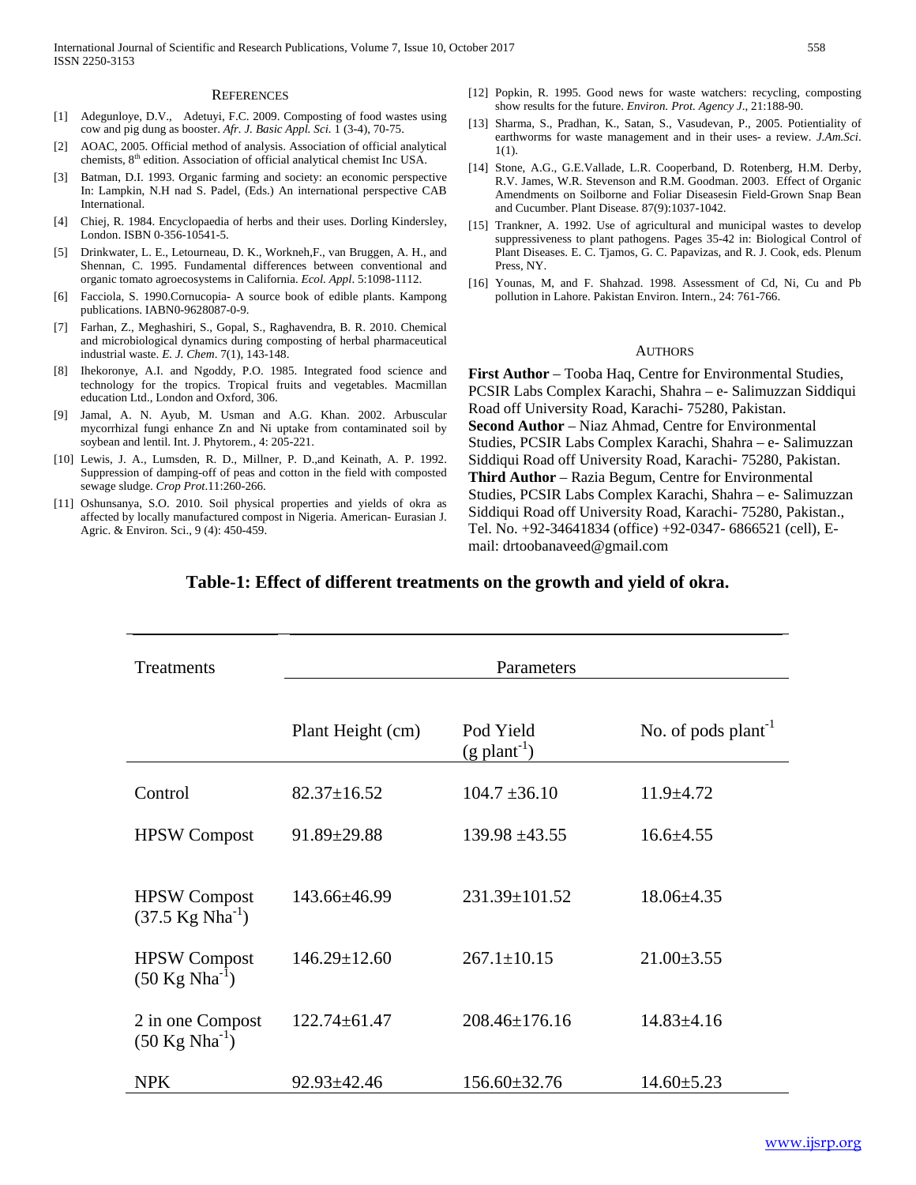## REFERENCES

[1] Adegunloye, D.V., Adetuyi, F.C. 2009. Composting of food wastes using cow and pig dung as booster. *Afr. J. Basic Appl. Sci.* 1 (3-4), 70-75.

[2] AOAC, 2005. Official method of analysis. Association of official analytical chemists, 8th edition. Association of official analytical chemist Inc USA.

[3] Batman, D.I. 1993. Organic farming and society: an economic perspective In: Lampkin, N.H nad S. Padel, (Eds.) An international perspective CAB International.

[4] Chiej, R. 1984. Encyclopaedia of herbs and their uses. Dorling Kindersley, London. ISBN 0-356-10541-5.

[5] Drinkwater, L. E., Letourneau, D. K., Workneh,F., van Bruggen, A. H., and Shennan, C. 1995. Fundamental differences between conventional and organic tomato agroecosystems in California. *Ecol. Appl*. 5:1098-1112.

[6] Facciola, S. 1990.Cornucopia- A source book of edible plants. Kampong publications. IABN0-9628087-0-9.

[7] Farhan, Z., Meghashiri, S., Gopal, S., Raghavendra, B. R. 2010. Chemical and microbiological dynamics during composting of herbal pharmaceutical industrial waste. *E. J. Chem*. 7(1), 143-148.

[8] Ihekoronye, A.I. and Ngoddy, P.O. 1985. Integrated food science and technology for the tropics. Tropical fruits and vegetables. Macmillan education Ltd., London and Oxford, 306.

[9] Jamal, A. N. Ayub, M. Usman and A.G. Khan. 2002. Arbuscular mycorrhizal fungi enhance Zn and Ni uptake from contaminated soil by soybean and lentil. Int. J. Phytorem., 4: 205-221.

[10] Lewis, J. A., Lumsden, R. D., Millner, P. D.,and Keinath, A. P. 1992. Suppression of damping-off of peas and cotton in the field with composted sewage sludge. *Crop Prot*.11:260-266.

[11] Oshunsanya, S.O. 2010. Soil physical properties and yields of okra as affected by locally manufactured compost in Nigeria. American- Eurasian J. Agric. & Environ. Sci., 9 (4): 450-459.

[12] Popkin, R. 1995. Good news for waste watchers: recycling, composting show results for the future. *Environ. Prot. Agency J*., 21:188-90.

[13] Sharma, S., Pradhan, K., Satan, S., Vasudevan, P., 2005. Potientiality of earthworms for waste management and in their uses- a review. *J.Am.Sci*. 1(1).

[14] Stone, A.G., G.E.Vallade, L.R. Cooperband, D. Rotenberg, H.M. Derby, R.V. James, W.R. Stevenson and R.M. Goodman. 2003. Effect of Organic Amendments on Soilborne and Foliar Diseasesin Field-Grown Snap Bean and Cucumber. Plant Disease. 87(9):1037-1042.

[15] Trankner, A. 1992. Use of agricultural and municipal wastes to develop suppressiveness to plant pathogens. Pages 35-42 in: Biological Control of Plant Diseases. E. C. Tjamos, G. C. Papavizas, and R. J. Cook, eds. Plenum Press, NY.

[16] Younas, M, and F. Shahzad. 1998. Assessment of Cd, Ni, Cu and Pb pollution in Lahore. Pakistan Environ. Intern., 24: 761-766.

## AUTHORS

**First Author** – Tooba Haq, Centre for Environmental Studies, PCSIR Labs Complex Karachi, Shahra – e- Salimuzzan Siddiqui Road off University Road, Karachi- 75280, Pakistan.
**Second Author** – Niaz Ahmad, Centre for Environmental Studies, PCSIR Labs Complex Karachi, Shahra – e- Salimuzzan Siddiqui Road off University Road, Karachi- 75280, Pakistan.
**Third Author** – Razia Begum, Centre for Environmental Studies, PCSIR Labs Complex Karachi, Shahra – e- Salimuzzan Siddiqui Road off University Road, Karachi- 75280, Pakistan., Tel. No. +92-34641834 (office) +92-0347- 6866521 (cell), E-mail: drtoobanaveed@gmail.com

**Table-1: Effect of different treatments on the growth and yield of okra.**

| Treatments | Parameters | | |
|---|---|---|---|
| | Plant Height (cm) | Pod Yield (g plant$^{-1}$) | No. of pods plant$^{-1}$ |
| Control | 82.37±16.52 | 104.7 ±36.10 | 11.9±4.72 |
| HPSW Compost | 91.89±29.88 | 139.98 ±43.55 | 16.6±4.55 |
| HPSW Compost (37.5 Kg Nha$^{-1}$) | 143.66±46.99 | 231.39±101.52 | 18.06±4.35 |
| HPSW Compost (50 Kg Nha$^{-1}$) | 146.29±12.60 | 267.1±10.15 | 21.00±3.55 |
| 2 in one Compost (50 Kg Nha$^{-1}$) | 122.74±61.47 | 208.46±176.16 | 14.83±4.16 |
| NPK | 92.93±42.46 | 156.60±32.76 | 14.60±5.23 |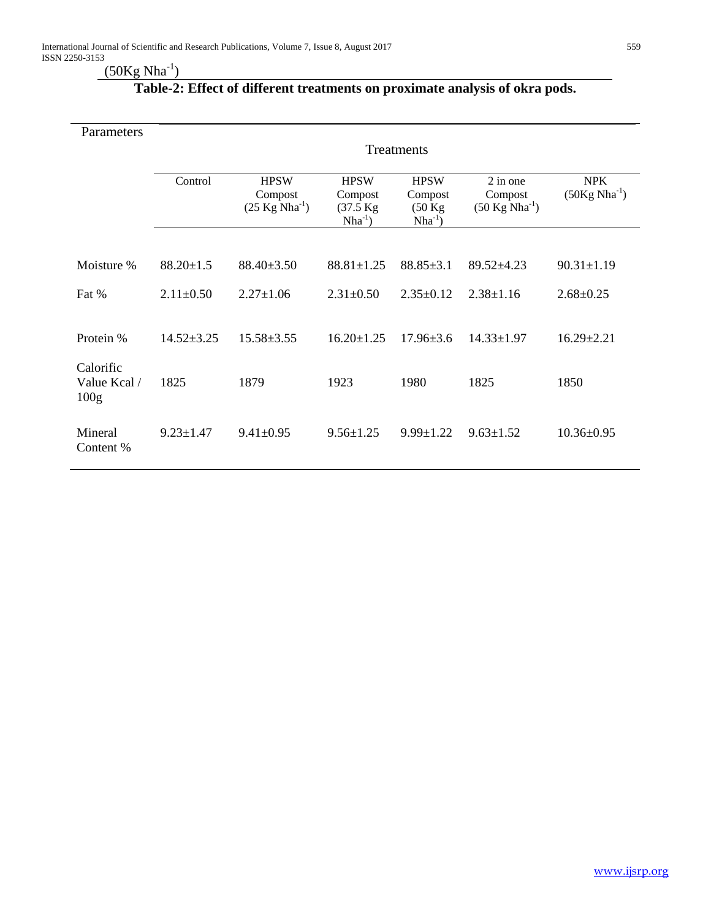$(50 Kg Nha^{-1})$

**Table-2: Effect of different treatments on proximate analysis of okra pods.**

| Parameters | Treatments | | | | | |
|---|---|---|---|---|---|---|
| | Control | HPSW Compost $(25 Kg Nha^{-1})$ | HPSW Compost $(37.5 Kg Nha^{-1})$ | HPSW Compost $(50 Kg Nha^{-1})$ | 2 in one Compost $(50 Kg Nha^{-1})$ | NPK $(50Kg Nha^{-1})$ |
| Moisture % | 88.20±1.5 | 88.40±3.50 | 88.81±1.25 | 88.85±3.1 | 89.52±4.23 | 90.31±1.19 |
| Fat % | 2.11±0.50 | 2.27±1.06 | 2.31±0.50 | 2.35±0.12 | 2.38±1.16 | 2.68±0.25 |
| Protein % | 14.52±3.25 | 15.58±3.55 | 16.20±1.25 | 17.96±3.6 | 14.33±1.97 | 16.29±2.21 |
| Calorific Value Kcal / 100g | 1825 | 1879 | 1923 | 1980 | 1825 | 1850 |
| Mineral Content % | 9.23±1.47 | 9.41±0.95 | 9.56±1.25 | 9.99±1.22 | 9.63±1.52 | 10.36±0.95 |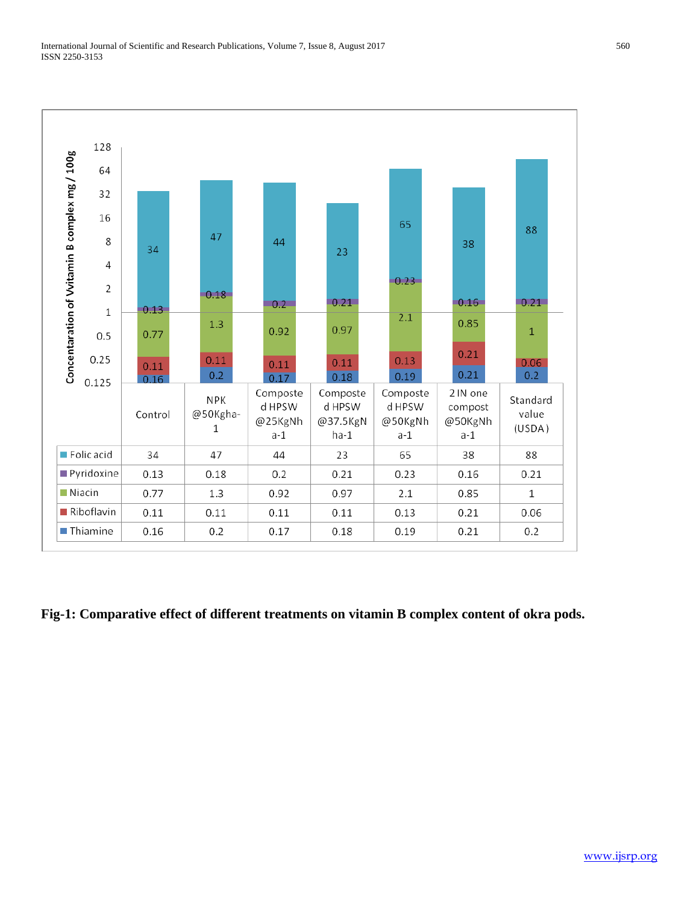| | Control | NPK @50Kgha-1 | Composted HPSW @25KgNha-1 | Composted HPSW @37.5KgNha-1 | Composted HPSW @50KgNha-1 | 2 IN one compost @50KgNha-1 | Standard value (USDA) |
|---|---|---|---|---|---|---|---|
| Folic acid | 34 | 47 | 44 | 23 | 65 | 38 | 88 |
| Pyridoxine | 0.13 | 0.18 | 0.2 | 0.21 | 0.23 | 0.16 | 0.21 |
| Niacin | 0.77 | 1.3 | 0.92 | 0.97 | 2.1 | 0.85 | 1 |
| Riboflavin | 0.11 | 0.11 | 0.11 | 0.11 | 0.13 | 0.21 | 0.06 |
| Thiamine | 0.16 | 0.2 | 0.17 | 0.18 | 0.19 | 0.21 | 0.2 |

**Fig-1: Comparative effect of different treatments on vitamin B complex content of okra pods.**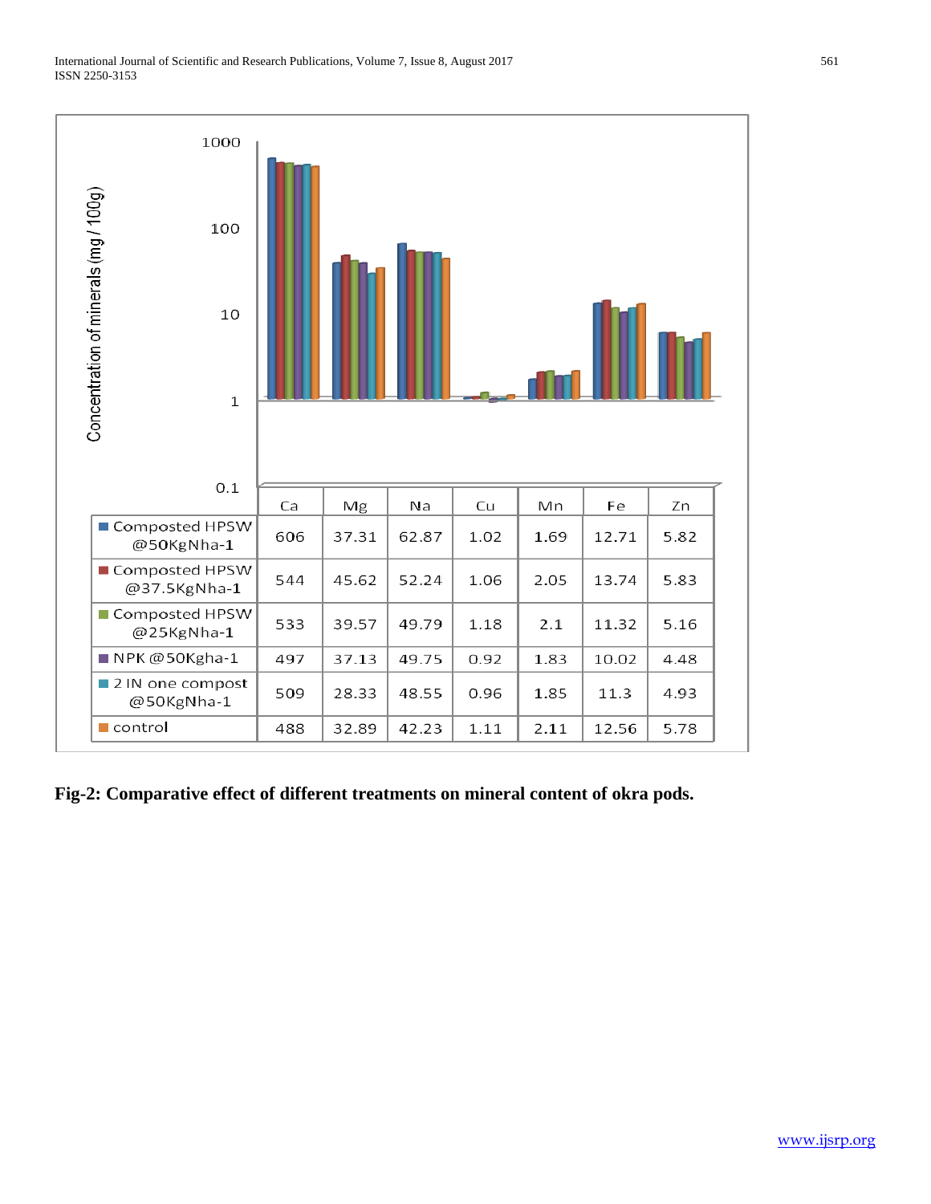1000

100

10

1

0.1

Concentration of minerals (mg / 100g)

| | Ca | Mg | Na | Cu | Mn | Fe | Zn |
|---|---|---|---|---|---|---|---|
| Composted HPSW @50KgNha-1 | 606 | 37.31 | 62.87 | 1.02 | 1.69 | 12.71 | 5.82 |
| Composted HPSW @37.5KgNha-1 | 544 | 45.62 | 52.24 | 1.06 | 2.05 | 13.74 | 5.83 |
| Composted HPSW @25KgNha-1 | 533 | 39.57 | 49.79 | 1.18 | 2.1 | 11.32 | 5.16 |
| NPK @50Kgha-1 | 497 | 37.13 | 49.75 | 0.92 | 1.83 | 10.02 | 4.48 |
| 2 IN one compost @50KgNha-1 | 509 | 28.33 | 48.55 | 0.96 | 1.85 | 11.3 | 4.93 |
| control | 488 | 32.89 | 42.23 | 1.11 | 2.11 | 12.56 | 5.78 |

**Fig-2: Comparative effect of different treatments on mineral content of okra pods.**